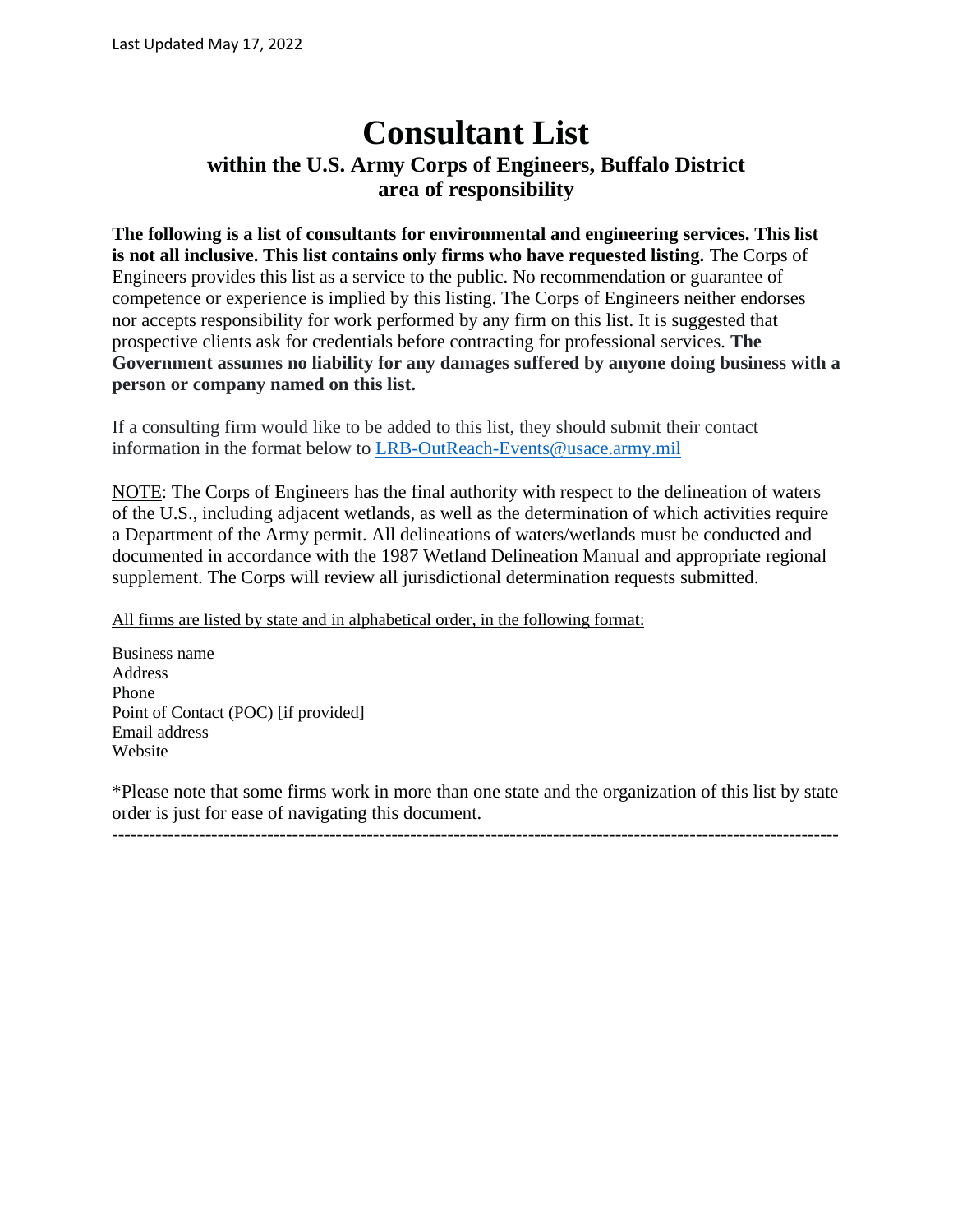Last Updated May 17, 2022

# Consultant List

## within the U.S. Army Corps of Engineers, Buffalo District area of responsibility

**The following is a list of consultants for environmental and engineering services. This list is not all inclusive. This list contains only firms who have requested listing.** The Corps of Engineers provides this list as a service to the public. No recommendation or guarantee of competence or experience is implied by this listing. The Corps of Engineers neither endorses nor accepts responsibility for work performed by any firm on this list. It is suggested that prospective clients ask for credentials before contracting for professional services. **The Government assumes no liability for any damages suffered by anyone doing business with a person or company named on this list.**

If a consulting firm would like to be added to this list, they should submit their contact information in the format below to LRB-OutReach-Events@usace.army.mil

NOTE: The Corps of Engineers has the final authority with respect to the delineation of waters of the U.S., including adjacent wetlands, as well as the determination of which activities require a Department of the Army permit. All delineations of waters/wetlands must be conducted and documented in accordance with the 1987 Wetland Delineation Manual and appropriate regional supplement. The Corps will review all jurisdictional determination requests submitted.

All firms are listed by state and in alphabetical order, in the following format:

Business name
Address
Phone
Point of Contact (POC) [if provided]
Email address
Website

*Please note that some firms work in more than one state and the organization of this list by state order is just for ease of navigating this document.

---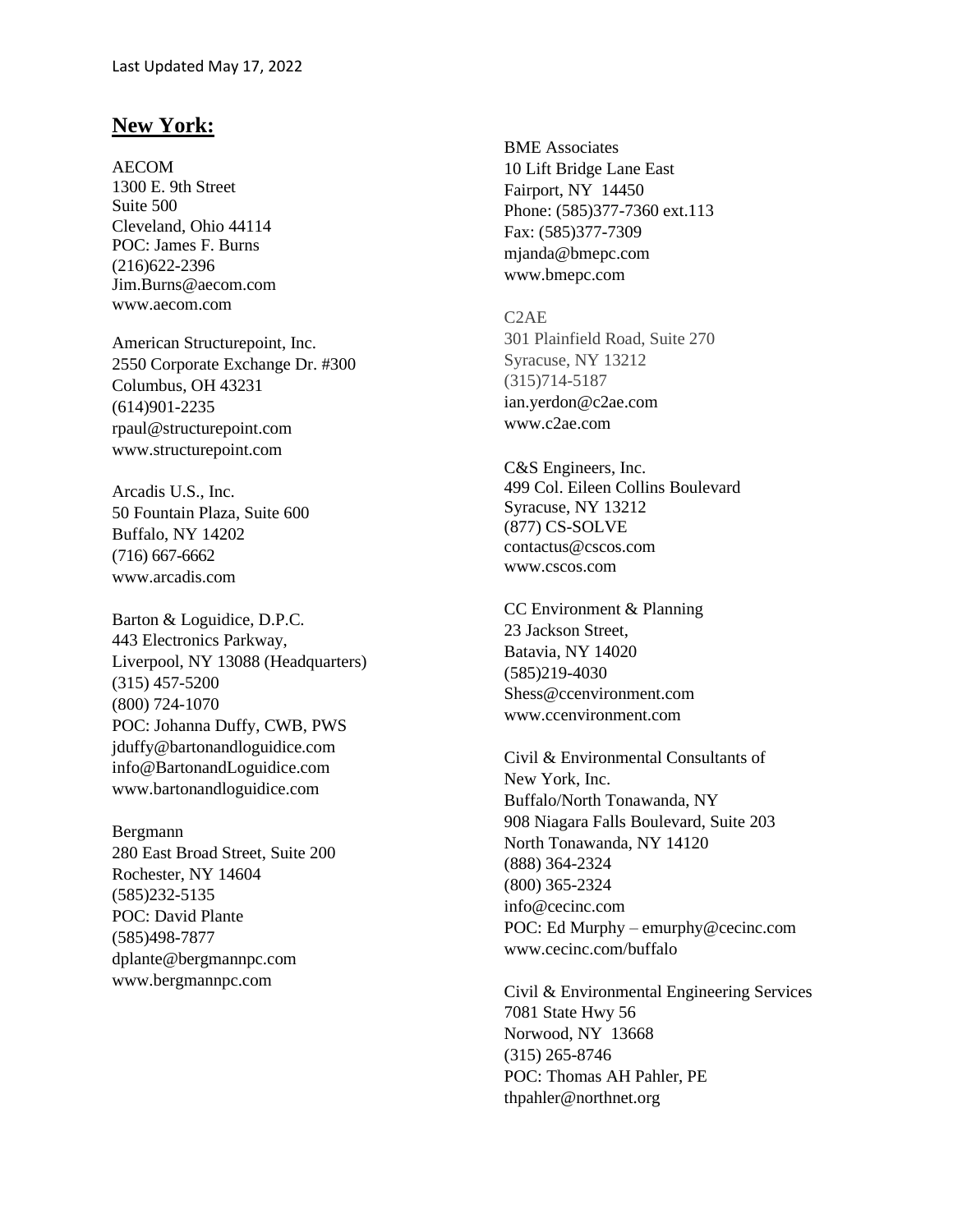Last Updated May 17, 2022

## New York:

AECOM
1300 E. 9th Street
Suite 500
Cleveland, Ohio 44114
POC: James F. Burns
(216)622-2396
Jim.Burns@aecom.com
www.aecom.com

American Structurepoint, Inc.
2550 Corporate Exchange Dr. #300
Columbus, OH 43231
(614)901-2235
rpaul@structurepoint.com
www.structurepoint.com

Arcadis U.S., Inc.
50 Fountain Plaza, Suite 600
Buffalo, NY 14202
(716) 667-6662
www.arcadis.com

Barton & Loguidice, D.P.C.
443 Electronics Parkway,
Liverpool, NY 13088 (Headquarters)
(315) 457-5200
(800) 724-1070
POC: Johanna Duffy, CWB, PWS
jduffy@bartonandloguidice.com
info@BartonandLoguidice.com
www.bartonandloguidice.com

Bergmann
280 East Broad Street, Suite 200
Rochester, NY 14604
(585)232-5135
POC: David Plante
(585)498-7877
dplante@bergmannpc.com
www.bergmannpc.com

BME Associates
10 Lift Bridge Lane East
Fairport, NY 14450
Phone: (585)377-7360 ext.113
Fax: (585)377-7309
mjanda@bmepc.com
www.bmepc.com

C2AE
301 Plainfield Road, Suite 270
Syracuse, NY 13212
(315)714-5187
ian.yerdon@c2ae.com
www.c2ae.com

C&S Engineers, Inc.
499 Col. Eileen Collins Boulevard
Syracuse, NY 13212
(877) CS-SOLVE
contactus@cscos.com
www.cscos.com

CC Environment & Planning
23 Jackson Street,
Batavia, NY 14020
(585)219-4030
Shess@ccenvironment.com
www.ccenvironment.com

Civil & Environmental Consultants of
New York, Inc.
Buffalo/North Tonawanda, NY
908 Niagara Falls Boulevard, Suite 203
North Tonawanda, NY 14120
(888) 364-2324
(800) 365-2324
info@cecinc.com
POC: Ed Murphy – emurphy@cecinc.com
www.cecinc.com/buffalo

Civil & Environmental Engineering Services
7081 State Hwy 56
Norwood, NY 13668
(315) 265-8746
POC: Thomas AH Pahler, PE
thpahler@northnet.org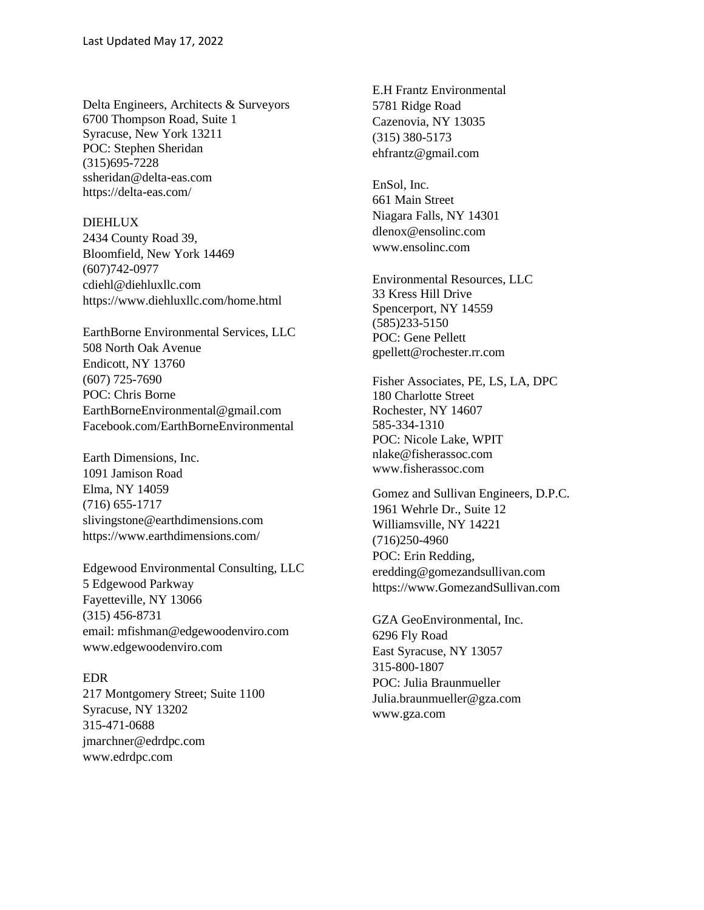Last Updated May 17, 2022

Delta Engineers, Architects & Surveyors
6700 Thompson Road, Suite 1
Syracuse, New York 13211
POC: Stephen Sheridan
(315)695-7228
ssheridan@delta-eas.com
https://delta-eas.com/

DIEHLUX
2434 County Road 39,
Bloomfield, New York 14469
(607)742-0977
cdiehl@diehluxllc.com
https://www.diehluxllc.com/home.html

EarthBorne Environmental Services, LLC
508 North Oak Avenue
Endicott, NY 13760
(607) 725-7690
POC: Chris Borne
EarthBorneEnvironmental@gmail.com
Facebook.com/EarthBorneEnvironmental

Earth Dimensions, Inc.
1091 Jamison Road
Elma, NY 14059
(716) 655-1717
slivingstone@earthdimensions.com
https://www.earthdimensions.com/

Edgewood Environmental Consulting, LLC
5 Edgewood Parkway
Fayetteville, NY 13066
(315) 456-8731
email: mfishman@edgewoodenviro.com
www.edgewoodenviro.com

EDR
217 Montgomery Street; Suite 1100
Syracuse, NY 13202
315-471-0688
jmarchner@edrdpc.com
www.edrdpc.com

E.H Frantz Environmental
5781 Ridge Road
Cazenovia, NY 13035
(315) 380-5173
ehfrantz@gmail.com

EnSol, Inc.
661 Main Street
Niagara Falls, NY 14301
dlenox@ensolinc.com
www.ensolinc.com

Environmental Resources, LLC
33 Kress Hill Drive
Spencerport, NY 14559
(585)233-5150
POC: Gene Pellett
gpellett@rochester.rr.com

Fisher Associates, PE, LS, LA, DPC
180 Charlotte Street
Rochester, NY 14607
585-334-1310
POC: Nicole Lake, WPIT
nlake@fisherassoc.com
www.fisherassoc.com

Gomez and Sullivan Engineers, D.P.C.
1961 Wehrle Dr., Suite 12
Williamsville, NY 14221
(716)250-4960
POC: Erin Redding,
eredding@gomezandsullivan.com
https://www.GomezandSullivan.com

GZA GeoEnvironmental, Inc.
6296 Fly Road
East Syracuse, NY 13057
315-800-1807
POC: Julia Braunmueller
Julia.braunmueller@gza.com
www.gza.com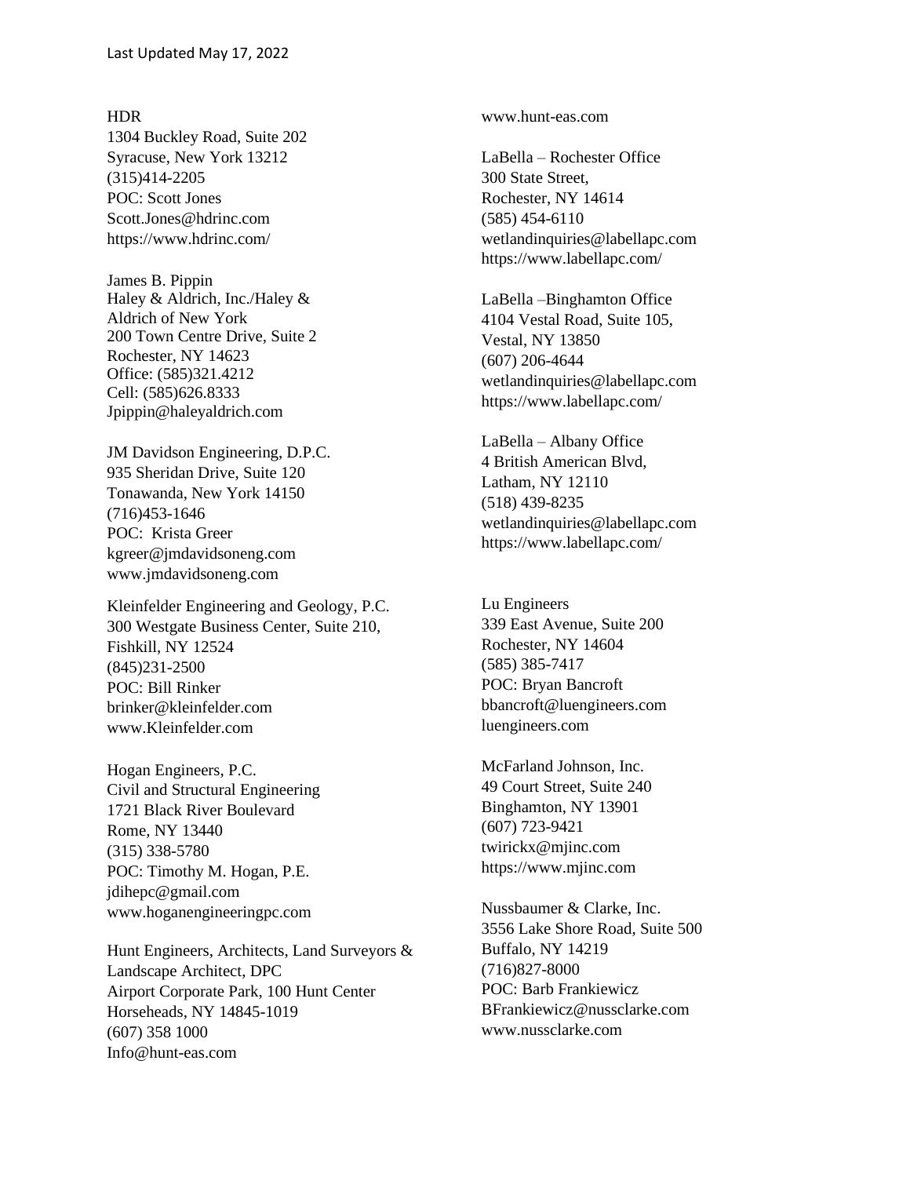HDR
1304 Buckley Road, Suite 202
Syracuse, New York 13212
(315)414-2205
POC: Scott Jones
Scott.Jones@hdrinc.com
https://www.hdrinc.com/

James B. Pippin
Haley & Aldrich, Inc./Haley & Aldrich of New York
200 Town Centre Drive, Suite 2
Rochester, NY 14623
Office: (585)321.4212
Cell: (585)626.8333
Jpippin@haleyaldrich.com

JM Davidson Engineering, D.P.C.
935 Sheridan Drive, Suite 120
Tonawanda, New York 14150
(716)453-1646
POC: Krista Greer
kgreer@jmdavidsoneng.com
www.jmdavidsoneng.com

Kleinfelder Engineering and Geology, P.C.
300 Westgate Business Center, Suite 210,
Fishkill, NY 12524
(845)231-2500
POC: Bill Rinker
brinker@kleinfelder.com
www.Kleinfelder.com

Hogan Engineers, P.C.
Civil and Structural Engineering
1721 Black River Boulevard
Rome, NY 13440
(315) 338-5780
POC: Timothy M. Hogan, P.E.
jdihepc@gmail.com
www.hoganengineeringpc.com

Hunt Engineers, Architects, Land Surveyors & Landscape Architect, DPC
Airport Corporate Park, 100 Hunt Center
Horseheads, NY 14845-1019
(607) 358 1000
Info@hunt-eas.com
www.hunt-eas.com

LaBella – Rochester Office
300 State Street,
Rochester, NY 14614
(585) 454-6110
wetlandinquiries@labellapc.com
https://www.labellapc.com/

LaBella –Binghamton Office
4104 Vestal Road, Suite 105,
Vestal, NY 13850
(607) 206-4644
wetlandinquiries@labellapc.com
https://www.labellapc.com/

LaBella – Albany Office
4 British American Blvd,
Latham, NY 12110
(518) 439-8235
wetlandinquiries@labellapc.com
https://www.labellapc.com/

Lu Engineers
339 East Avenue, Suite 200
Rochester, NY 14604
(585) 385-7417
POC: Bryan Bancroft
bbancroft@luengineers.com
luengineers.com

McFarland Johnson, Inc.
49 Court Street, Suite 240
Binghamton, NY 13901
(607) 723-9421
twirickx@mjinc.com
https://www.mjinc.com

Nussbaumer & Clarke, Inc.
3556 Lake Shore Road, Suite 500
Buffalo, NY 14219
(716)827-8000
POC: Barb Frankiewicz
BFrankiewicz@nussclarke.com
www.nussclarke.com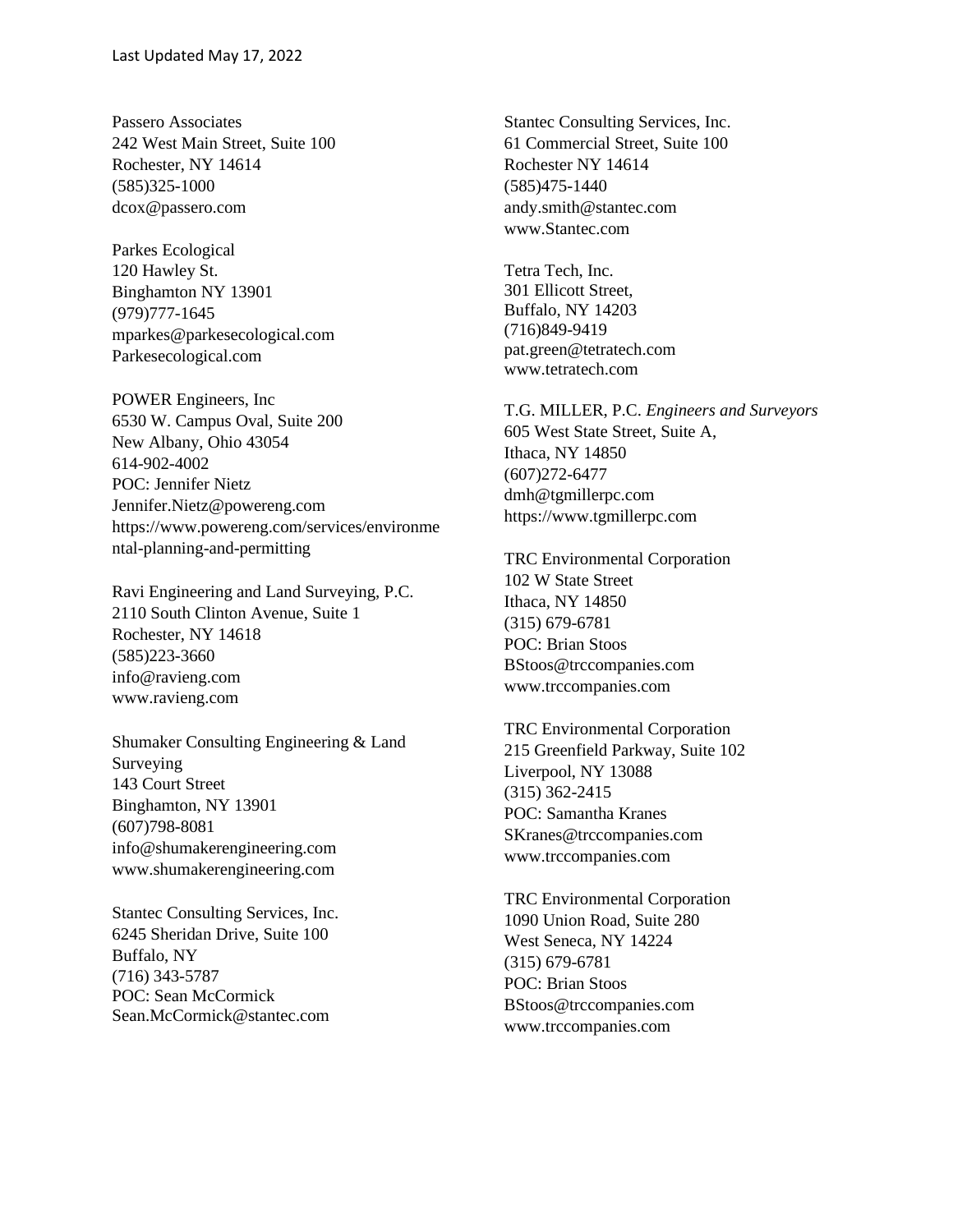Passero Associates
242 West Main Street, Suite 100
Rochester, NY 14614
(585)325-1000
dcox@passero.com

Parkes Ecological
120 Hawley St.
Binghamton NY 13901
(979)777-1645
mparkes@parkesecological.com
Parkesecological.com

POWER Engineers, Inc
6530 W. Campus Oval, Suite 200
New Albany, Ohio 43054
614-902-4002
POC: Jennifer Nietz
Jennifer.Nietz@powereng.com
https://www.powereng.com/services/environmental-planning-and-permitting

Ravi Engineering and Land Surveying, P.C.
2110 South Clinton Avenue, Suite 1
Rochester, NY 14618
(585)223-3660
info@ravieng.com
www.ravieng.com

Shumaker Consulting Engineering & Land Surveying
143 Court Street
Binghamton, NY 13901
(607)798-8081
info@shumakerengineering.com
www.shumakerengineering.com

Stantec Consulting Services, Inc.
6245 Sheridan Drive, Suite 100
Buffalo, NY
(716) 343-5787
POC: Sean McCormick
Sean.McCormick@stantec.com

Stantec Consulting Services, Inc.
61 Commercial Street, Suite 100
Rochester NY 14614
(585)475-1440
andy.smith@stantec.com
www.Stantec.com

Tetra Tech, Inc.
301 Ellicott Street,
Buffalo, NY 14203
(716)849-9419
pat.green@tetratech.com
www.tetratech.com

T.G. MILLER, P.C. *Engineers and Surveyors*
605 West State Street, Suite A,
Ithaca, NY 14850
(607)272-6477
dmh@tgmillerpc.com
https://www.tgmillerpc.com

TRC Environmental Corporation
102 W State Street
Ithaca, NY 14850
(315) 679-6781
POC: Brian Stoos
BStoos@trccompanies.com
www.trccompanies.com

TRC Environmental Corporation
215 Greenfield Parkway, Suite 102
Liverpool, NY 13088
(315) 362-2415
POC: Samantha Kranes
SKranes@trccompanies.com
www.trccompanies.com

TRC Environmental Corporation
1090 Union Road, Suite 280
West Seneca, NY 14224
(315) 679-6781
POC: Brian Stoos
BStoos@trccompanies.com
www.trccompanies.com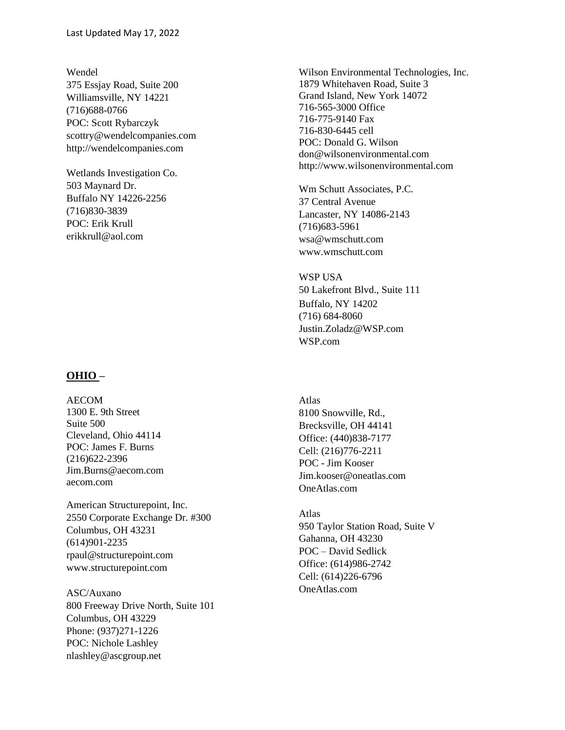Wendel
375 Essjay Road, Suite 200
Williamsville, NY 14221
(716)688-0766
POC: Scott Rybarczyk
scottry@wendelcompanies.com
http://wendelcompanies.com

Wetlands Investigation Co.
503 Maynard Dr.
Buffalo NY 14226-2256
(716)830-3839
POC: Erik Krull
erikkrull@aol.com

Wilson Environmental Technologies, Inc.
1879 Whitehaven Road, Suite 3
Grand Island, New York 14072
716-565-3000 Office
716-775-9140 Fax
716-830-6445 cell
POC: Donald G. Wilson
don@wilsonenvironmental.com
http://www.wilsonenvironmental.com

Wm Schutt Associates, P.C.
37 Central Avenue
Lancaster, NY 14086-2143
(716)683-5961
wsa@wmschutt.com
www.wmschutt.com

WSP USA
50 Lakefront Blvd., Suite 111
Buffalo, NY 14202
(716) 684-8060
Justin.Zoladz@WSP.com
WSP.com

## OHIO –

AECOM
1300 E. 9th Street
Suite 500
Cleveland, Ohio 44114
POC: James F. Burns
(216)622-2396
Jim.Burns@aecom.com
aecom.com

American Structurepoint, Inc.
2550 Corporate Exchange Dr. #300
Columbus, OH 43231
(614)901-2235
rpaul@structurepoint.com
www.structurepoint.com

ASC/Auxano
800 Freeway Drive North, Suite 101
Columbus, OH 43229
Phone: (937)271-1226
POC: Nichole Lashley
nlashley@ascgroup.net

Atlas
8100 Snowville, Rd.,
Brecksville, OH 44141
Office: (440)838-7177
Cell: (216)776-2211
POC - Jim Kooser
Jim.kooser@oneatlas.com
OneAtlas.com

Atlas
950 Taylor Station Road, Suite V
Gahanna, OH 43230
POC – David Sedlick
Office: (614)986-2742
Cell: (614)226-6796
OneAtlas.com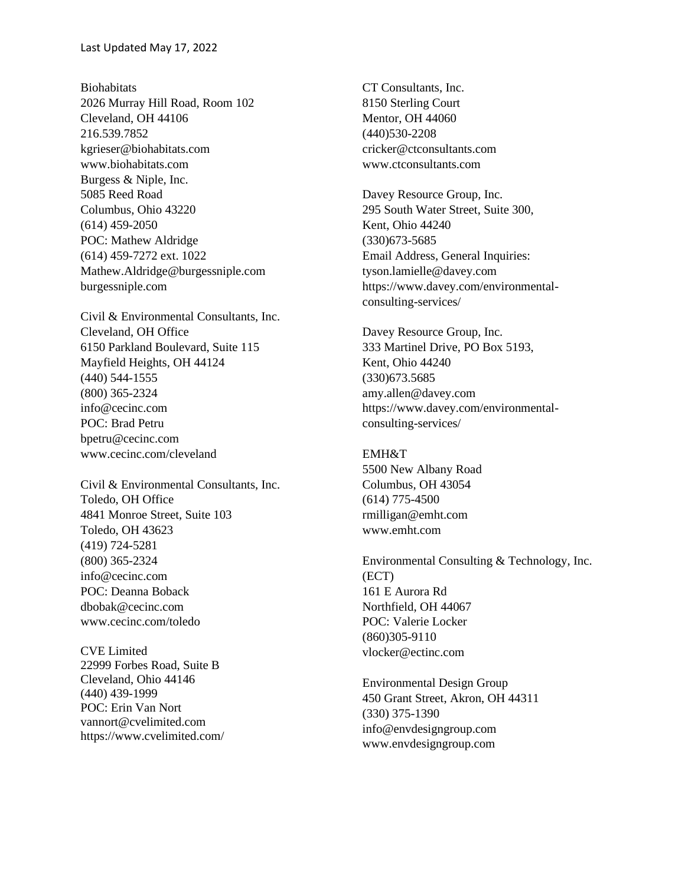Last Updated May 17, 2022

Biohabitats  
2026 Murray Hill Road, Room 102  
Cleveland, OH 44106  
216.539.7852  
kgrieser@biohabitats.com  
www.biohabitats.com  
Burgess & Niple, Inc.  
5085 Reed Road  
Columbus, Ohio 43220  
(614) 459-2050  
POC: Mathew Aldridge  
(614) 459-7272 ext. 1022  
Mathew.Aldridge@burgessniple.com  
burgessniple.com

Civil & Environmental Consultants, Inc.  
Cleveland, OH Office  
6150 Parkland Boulevard, Suite 115  
Mayfield Heights, OH 44124  
(440) 544-1555  
(800) 365-2324  
info@cecinc.com  
POC: Brad Petru  
bpetru@cecinc.com  
www.cecinc.com/cleveland

Civil & Environmental Consultants, Inc.  
Toledo, OH Office  
4841 Monroe Street, Suite 103  
Toledo, OH 43623  
(419) 724-5281  
(800) 365-2324  
info@cecinc.com  
POC: Deanna Boback  
dbobak@cecinc.com  
www.cecinc.com/toledo

CVE Limited  
22999 Forbes Road, Suite B  
Cleveland, Ohio 44146  
(440) 439-1999  
POC: Erin Van Nort  
vannort@cvelimited.com  
https://www.cvelimited.com/

CT Consultants, Inc.  
8150 Sterling Court  
Mentor, OH 44060  
(440)530-2208  
cricker@ctconsultants.com  
www.ctconsultants.com

Davey Resource Group, Inc.  
295 South Water Street, Suite 300,  
Kent, Ohio 44240  
(330)673-5685  
Email Address, General Inquiries:  
tyson.lamielle@davey.com  
https://www.davey.com/environmental-consulting-services/

Davey Resource Group, Inc.  
333 Martinel Drive, PO Box 5193,  
Kent, Ohio 44240  
(330)673.5685  
amy.allen@davey.com  
https://www.davey.com/environmental-consulting-services/

EMH&T  
5500 New Albany Road  
Columbus, OH 43054  
(614) 775-4500  
rmilligan@emht.com  
www.emht.com

Environmental Consulting & Technology, Inc. (ECT)  
161 E Aurora Rd  
Northfield, OH 44067  
POC: Valerie Locker  
(860)305-9110  
vlocker@ectinc.com

Environmental Design Group  
450 Grant Street, Akron, OH 44311  
(330) 375-1390  
info@envdesigngroup.com  
www.envdesigngroup.com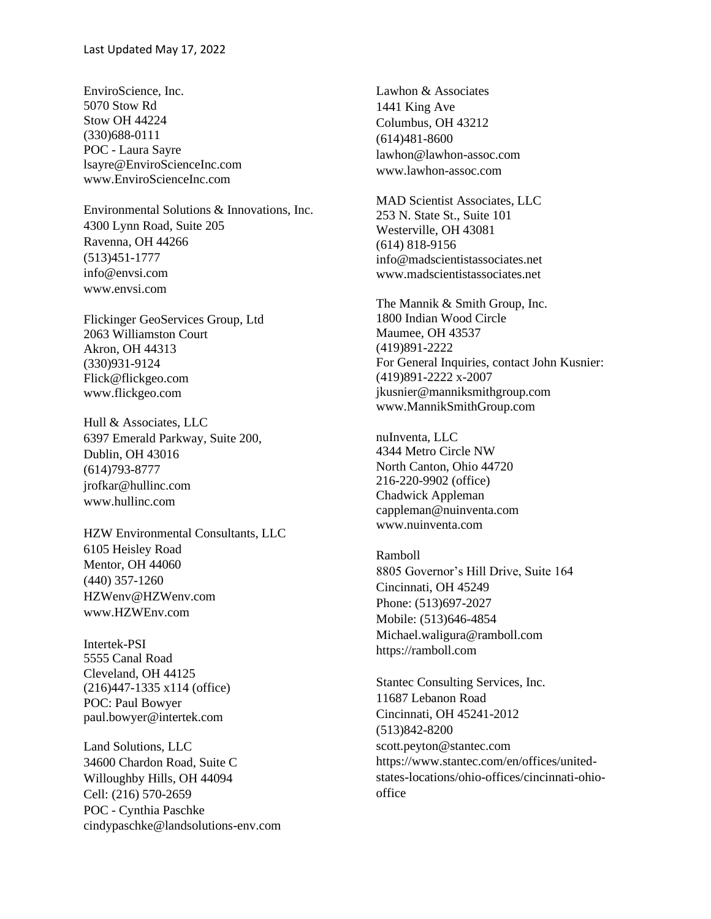Last Updated May 17, 2022

EnviroScience, Inc.  
5070 Stow Rd  
Stow OH 44224  
(330)688-0111  
POC - Laura Sayre  
lsayre@EnviroScienceInc.com  
www.EnviroScienceInc.com

Environmental Solutions & Innovations, Inc.  
4300 Lynn Road, Suite 205  
Ravenna, OH 44266  
(513)451-1777  
info@envsi.com  
www.envsi.com

Flickinger GeoServices Group, Ltd  
2063 Williamston Court  
Akron, OH 44313  
(330)931-9124  
Flick@flickgeo.com  
www.flickgeo.com

Hull & Associates, LLC  
6397 Emerald Parkway, Suite 200,  
Dublin, OH 43016  
(614)793-8777  
jrofkar@hullinc.com  
www.hullinc.com

HZW Environmental Consultants, LLC  
6105 Heisley Road  
Mentor, OH 44060  
(440) 357-1260  
HZWenv@HZWenv.com  
www.HZWEnv.com

Intertek-PSI  
5555 Canal Road  
Cleveland, OH 44125  
(216)447-1335 x114 (office)  
POC: Paul Bowyer  
paul.bowyer@intertek.com

Land Solutions, LLC  
34600 Chardon Road, Suite C  
Willoughby Hills, OH 44094  
Cell: (216) 570-2659  
POC - Cynthia Paschke  
cindypaschke@landsolutions-env.com

Lawhon & Associates  
1441 King Ave  
Columbus, OH 43212  
(614)481-8600  
lawhon@lawhon-assoc.com  
www.lawhon-assoc.com

MAD Scientist Associates, LLC  
253 N. State St., Suite 101  
Westerville, OH 43081  
(614) 818-9156  
info@madscientistassociates.net  
www.madscientistassociates.net

The Mannik & Smith Group, Inc.  
1800 Indian Wood Circle  
Maumee, OH 43537  
(419)891-2222  
For General Inquiries, contact John Kusnier:  
(419)891-2222 x-2007  
jkusnier@manniksmithgroup.com  
www.MannikSmithGroup.com

nuInventa, LLC  
4344 Metro Circle NW  
North Canton, Ohio 44720  
216-220-9902 (office)  
Chadwick Appleman  
cappleman@nuinventa.com  
www.nuinventa.com

Ramboll  
8805 Governor's Hill Drive, Suite 164  
Cincinnati, OH 45249  
Phone: (513)697-2027  
Mobile: (513)646-4854  
Michael.waligura@ramboll.com  
https://ramboll.com

Stantec Consulting Services, Inc.  
11687 Lebanon Road  
Cincinnati, OH 45241-2012  
(513)842-8200  
scott.peyton@stantec.com  
https://www.stantec.com/en/offices/united-states-locations/ohio-offices/cincinnati-ohio-office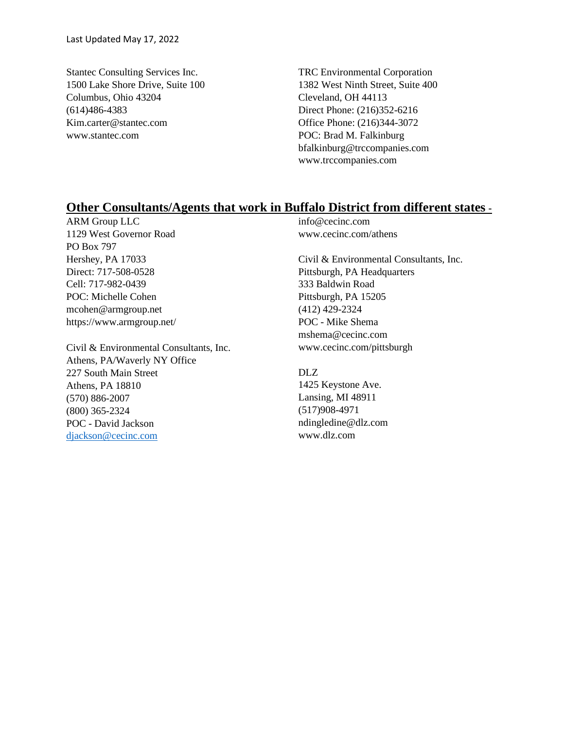Last Updated May 17, 2022

Stantec Consulting Services Inc.
1500 Lake Shore Drive, Suite 100
Columbus, Ohio 43204
(614)486-4383
Kim.carter@stantec.com
www.stantec.com

TRC Environmental Corporation
1382 West Ninth Street, Suite 400
Cleveland, OH 44113
Direct Phone: (216)352-6216
Office Phone: (216)344-3072
POC: Brad M. Falkinburg
bfalkinburg@trccompanies.com
www.trccompanies.com

## Other Consultants/Agents that work in Buffalo District from different states -

ARM Group LLC
1129 West Governor Road
PO Box 797
Hershey, PA 17033
Direct: 717-508-0528
Cell: 717-982-0439
POC: Michelle Cohen
mcohen@armgroup.net
https://www.armgroup.net/

Civil & Environmental Consultants, Inc.
Athens, PA/Waverly NY Office
227 South Main Street
Athens, PA 18810
(570) 886-2007
(800) 365-2324
POC - David Jackson
djackson@cecinc.com
info@cecinc.com
www.cecinc.com/athens

Civil & Environmental Consultants, Inc.
Pittsburgh, PA Headquarters
333 Baldwin Road
Pittsburgh, PA 15205
(412) 429-2324
POC - Mike Shema
mshema@cecinc.com
www.cecinc.com/pittsburgh

DLZ
1425 Keystone Ave.
Lansing, MI 48911
(517)908-4971
ndingledine@dlz.com
www.dlz.com